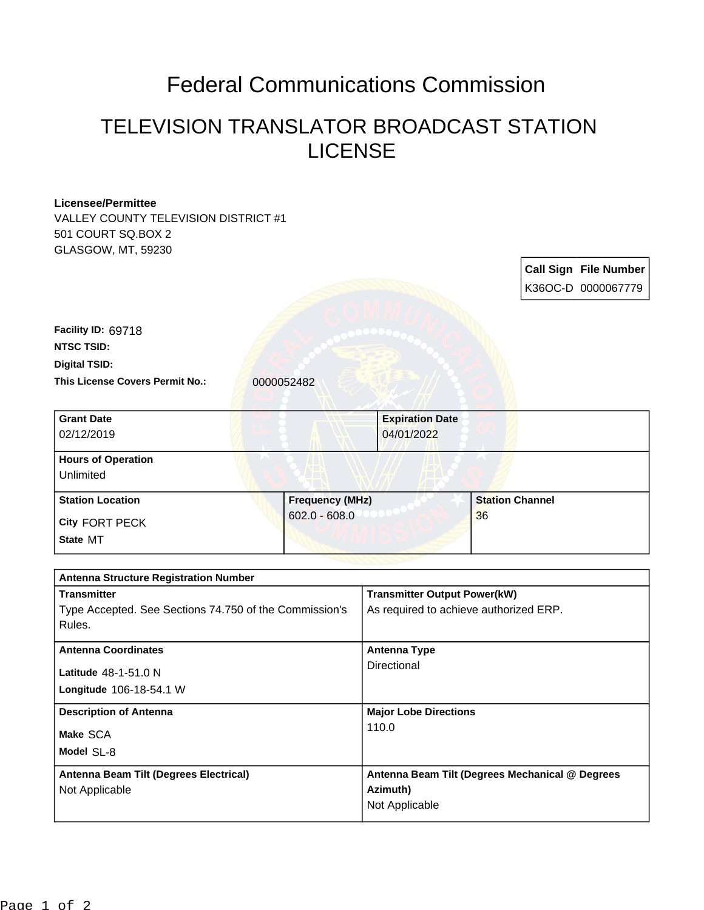# Federal Communications Commission

## TELEVISION TRANSLATOR BROADCAST STATION LICENSE

**Licensee/Permittee**
VALLEY COUNTY TELEVISION DISTRICT #1
501 COURT SQ.BOX 2
GLASGOW, MT, 59230

| Call Sign | File Number |
| --- | --- |
| K36OC-D | 0000067779 |

**Facility ID:** 69718
**NTSC TSID:**
**Digital TSID:**
**This License Covers Permit No.:** 0000052482

| Grant Date | Expiration Date |
| --- | --- |
| 02/12/2019 | 04/01/2022 |

| Hours of Operation |
| --- |
| Unlimited |

| Station Location | Frequency (MHz) | Station Channel |
| --- | --- | --- |
| City FORT PECK<br>State MT | 602.0 - 608.0 | 36 |

| Antenna Structure Registration Number | |
| --- | --- |
| **Transmitter**<br>Type Accepted. See Sections 74.750 of the Commission's Rules. | **Transmitter Output Power(kW)**<br>As required to achieve authorized ERP. |
| **Antenna Coordinates**<br>Latitude 48-1-51.0 N<br>Longitude 106-18-54.1 W | **Antenna Type**<br>Directional |
| **Description of Antenna**<br>Make SCA<br>Model SL-8 | **Major Lobe Directions**<br>110.0 |
| **Antenna Beam Tilt (Degrees Electrical)**<br>Not Applicable | **Antenna Beam Tilt (Degrees Mechanical @ Degrees Azimuth)**<br>Not Applicable |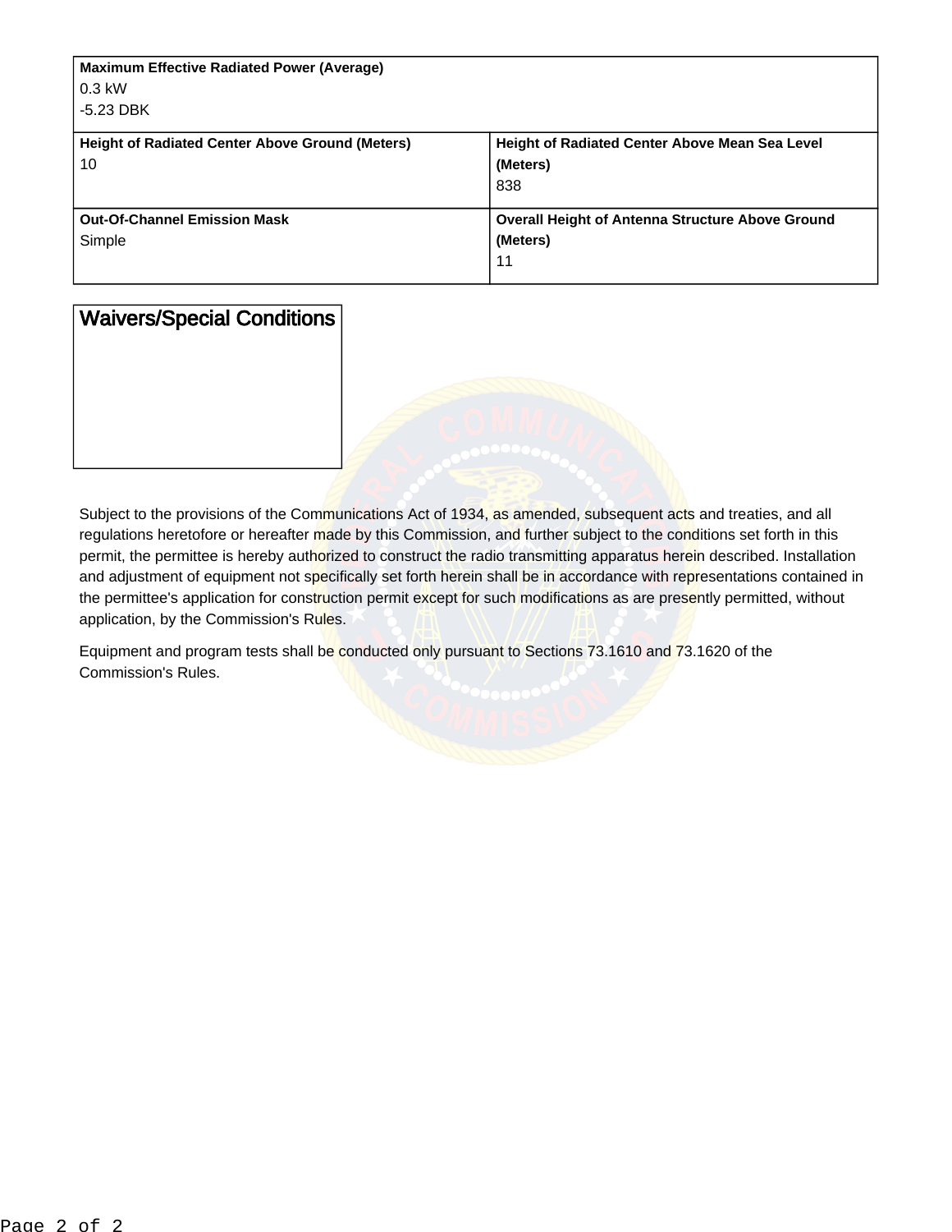| | |
|---|---|
| **Maximum Effective Radiated Power (Average)**<br>0.3 kW<br>-5.23 DBK | |
| **Height of Radiated Center Above Ground (Meters)**<br>10 | **Height of Radiated Center Above Mean Sea Level (Meters)**<br>838 |
| **Out-Of-Channel Emission Mask**<br>Simple | **Overall Height of Antenna Structure Above Ground (Meters)**<br>11 |

## Waivers/Special Conditions

Subject to the provisions of the Communications Act of 1934, as amended, subsequent acts and treaties, and all regulations heretofore or hereafter made by this Commission, and further subject to the conditions set forth in this permit, the permittee is hereby authorized to construct the radio transmitting apparatus herein described. Installation and adjustment of equipment not specifically set forth herein shall be in accordance with representations contained in the permittee's application for construction permit except for such modifications as are presently permitted, without application, by the Commission's Rules.

Equipment and program tests shall be conducted only pursuant to Sections 73.1610 and 73.1620 of the Commission's Rules.